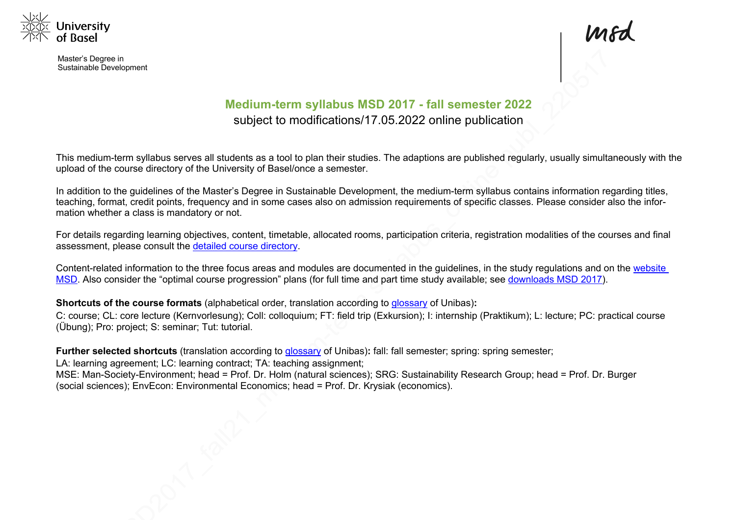University of Basel

Master's Degree in Sustainable Development

msd

# Medium-term syllabus MSD 2017 - fall semester 2022

subject to modifications/17.05.2022 online publication

This medium-term syllabus serves all students as a tool to plan their studies. The adaptions are published regularly, usually simultaneously with the upload of the course directory of the University of Basel/once a semester.

In addition to the guidelines of the Master's Degree in Sustainable Development, the medium-term syllabus contains information regarding titles, teaching, format, credit points, frequency and in some cases also on admission requirements of specific classes. Please consider also the information whether a class is mandatory or not.

For details regarding learning objectives, content, timetable, allocated rooms, participation criteria, registration modalities of the courses and final assessment, please consult the detailed course directory.

Content-related information to the three focus areas and modules are documented in the guidelines, in the study regulations and on the website MSD. Also consider the "optimal course progression" plans (for full time and part time study available; see downloads MSD 2017).

**Shortcuts of the course formats** (alphabetical order, translation according to glossary of Unibas)**:**

C: course; CL: core lecture (Kernvorlesung); Coll: colloquium; FT: field trip (Exkursion); I: internship (Praktikum); L: lecture; PC: practical course (Übung); Pro: project; S: seminar; Tut: tutorial.

**Further selected shortcuts** (translation according to glossary of Unibas)**:** fall: fall semester; spring: spring semester;

LA: learning agreement; LC: learning contract; TA: teaching assignment;

MSE: Man-Society-Environment; head = Prof. Dr. Holm (natural sciences); SRG: Sustainability Research Group; head = Prof. Dr. Burger (social sciences); EnvEcon: Environmental Economics; head = Prof. Dr. Krysiak (economics).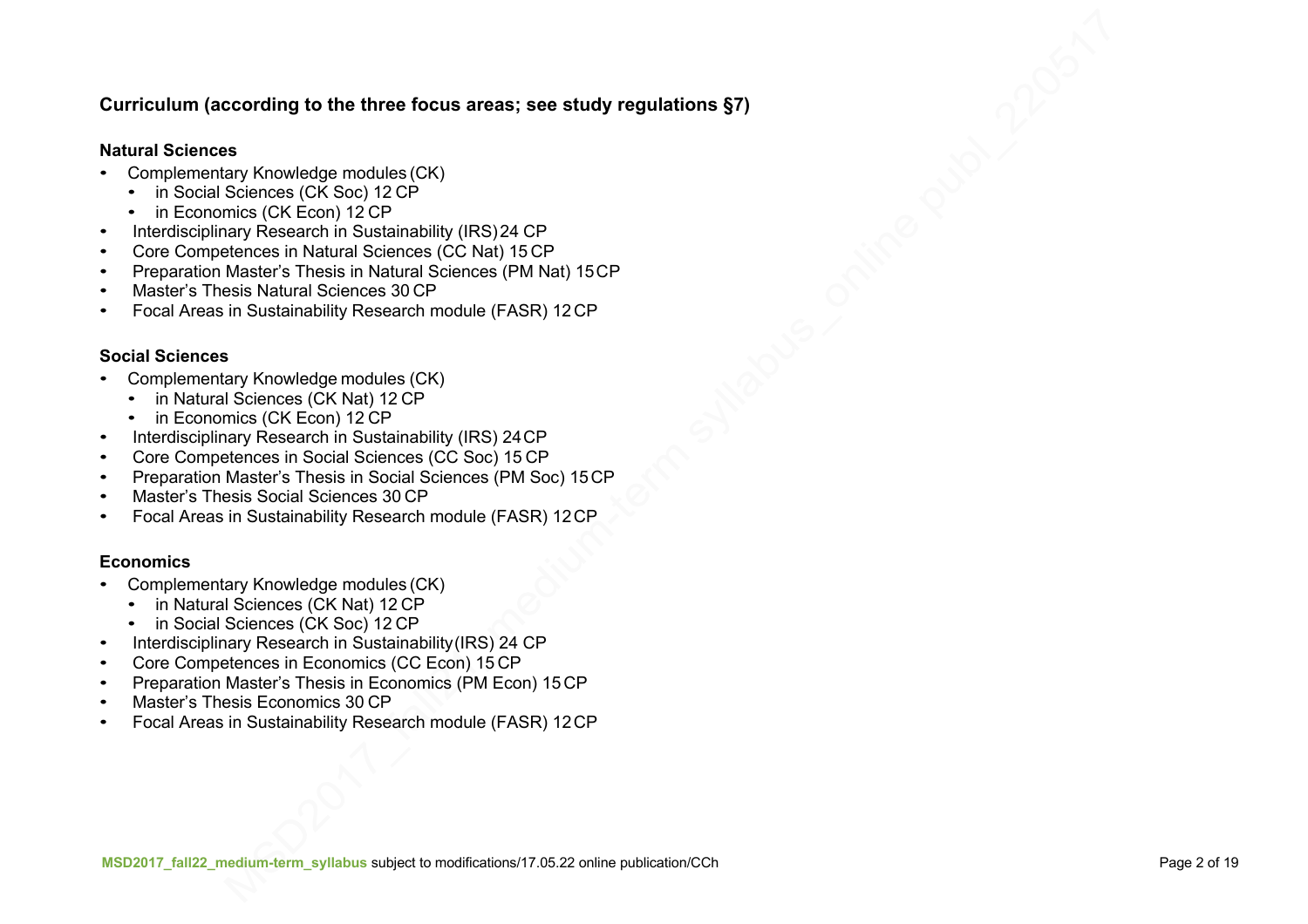## Curriculum (according to the three focus areas; see study regulations §7)

### Natural Sciences

- Complementary Knowledge modules (CK)
  - in Social Sciences (CK Soc) 12 CP
  - in Economics (CK Econ) 12 CP
- Interdisciplinary Research in Sustainability (IRS) 24 CP
- Core Competences in Natural Sciences (CC Nat) 15 CP
- Preparation Master's Thesis in Natural Sciences (PM Nat) 15 CP
- Master's Thesis Natural Sciences 30 CP
- Focal Areas in Sustainability Research module (FASR) 12 CP

### Social Sciences

- Complementary Knowledge modules (CK)
  - in Natural Sciences (CK Nat) 12 CP
  - in Economics (CK Econ) 12 CP
- Interdisciplinary Research in Sustainability (IRS) 24 CP
- Core Competences in Social Sciences (CC Soc) 15 CP
- Preparation Master's Thesis in Social Sciences (PM Soc) 15 CP
- Master's Thesis Social Sciences 30 CP
- Focal Areas in Sustainability Research module (FASR) 12 CP

### Economics

- Complementary Knowledge modules (CK)
  - in Natural Sciences (CK Nat) 12 CP
  - in Social Sciences (CK Soc) 12 CP
- Interdisciplinary Research in Sustainability (IRS) 24 CP
- Core Competences in Economics (CC Econ) 15 CP
- Preparation Master's Thesis in Economics (PM Econ) 15 CP
- Master's Thesis Economics 30 CP
- Focal Areas in Sustainability Research module (FASR) 12 CP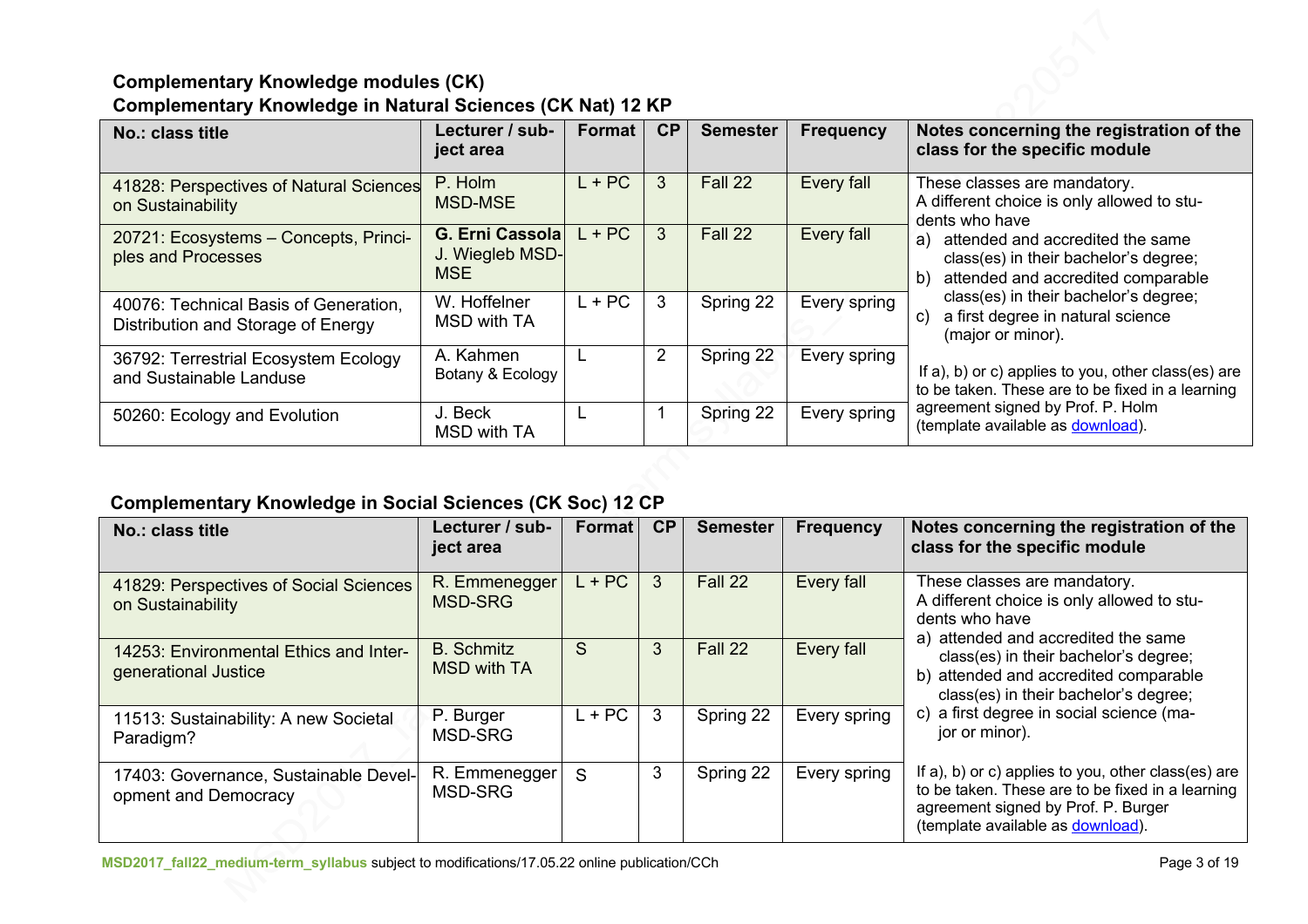## Complementary Knowledge modules (CK)

### Complementary Knowledge in Natural Sciences (CK Nat) 12 KP

| No.: class title | Lecturer / subject area | Format | CP | Semester | Frequency | Notes concerning the registration of the class for the specific module |
|---|---|---|---|---|---|---|
| 41828: Perspectives of Natural Sciences on Sustainability | P. Holm MSD-MSE | L + PC | 3 | Fall 22 | Every fall | These classes are mandatory. A different choice is only allowed to students who have a) attended and accredited the same class(es) in their bachelor's degree; b) attended and accredited comparable class(es) in their bachelor's degree; c) a first degree in natural science (major or minor). If a), b) or c) applies to you, other class(es) are to be taken. These are to be fixed in a learning agreement signed by Prof. P. Holm (template available as download). |
| 20721: Ecosystems – Concepts, Principles and Processes | **G. Erni Cassola** J. Wiegleb MSD-MSE | L + PC | 3 | Fall 22 | Every fall | |
| 40076: Technical Basis of Generation, Distribution and Storage of Energy | W. Hoffelner MSD with TA | L + PC | 3 | Spring 22 | Every spring | |
| 36792: Terrestrial Ecosystem Ecology and Sustainable Landuse | A. Kahmen Botany & Ecology | L | 2 | Spring 22 | Every spring | |
| 50260: Ecology and Evolution | J. Beck MSD with TA | L | 1 | Spring 22 | Every spring | |

### Complementary Knowledge in Social Sciences (CK Soc) 12 CP

| No.: class title | Lecturer / subject area | Format | CP | Semester | Frequency | Notes concerning the registration of the class for the specific module |
|---|---|---|---|---|---|---|
| 41829: Perspectives of Social Sciences on Sustainability | R. Emmenegger MSD-SRG | L + PC | 3 | Fall 22 | Every fall | These classes are mandatory. A different choice is only allowed to students who have a) attended and accredited the same class(es) in their bachelor's degree; b) attended and accredited comparable class(es) in their bachelor's degree; c) a first degree in social science (major or minor). If a), b) or c) applies to you, other class(es) are to be taken. These are to be fixed in a learning agreement signed by Prof. P. Burger (template available as download). |
| 14253: Environmental Ethics and Intergenerational Justice | B. Schmitz MSD with TA | S | 3 | Fall 22 | Every fall | |
| 11513: Sustainability: A new Societal Paradigm? | P. Burger MSD-SRG | L + PC | 3 | Spring 22 | Every spring | |
| 17403: Governance, Sustainable Development and Democracy | R. Emmenegger MSD-SRG | S | 3 | Spring 22 | Every spring | |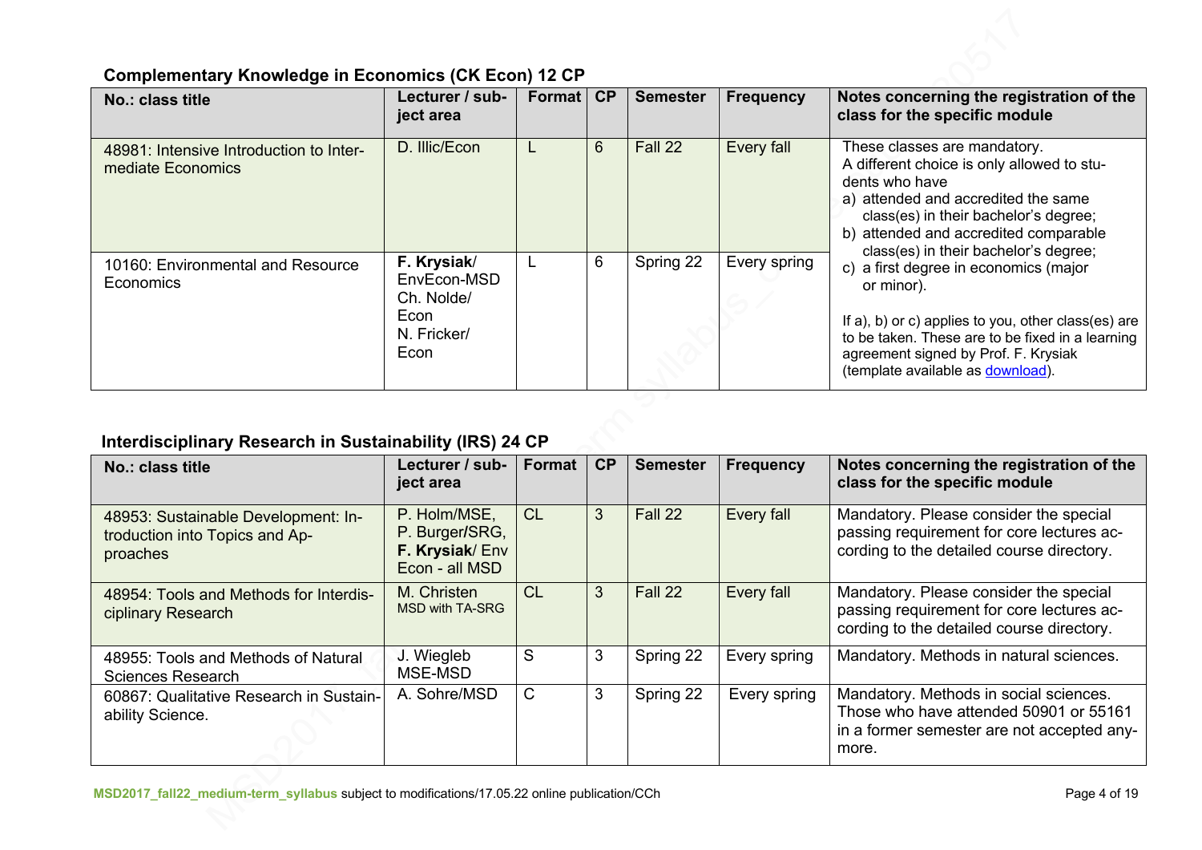### Complementary Knowledge in Economics (CK Econ) 12 CP

| No.: class title | Lecturer / subject area | Format | CP | Semester | Frequency | Notes concerning the registration of the class for the specific module |
|---|---|---|---|---|---|---|
| 48981: Intensive Introduction to Intermediate Economics | D. Illic/Econ | L | 6 | Fall 22 | Every fall | These classes are mandatory. A different choice is only allowed to students who have a) attended and accredited the same class(es) in their bachelor's degree; b) attended and accredited comparable class(es) in their bachelor's degree; c) a first degree in economics (major or minor). If a), b) or c) applies to you, other class(es) are to be taken. These are to be fixed in a learning agreement signed by Prof. F. Krysiak (template available as download). |
| 10160: Environmental and Resource Economics | **F. Krysiak**/ EnvEcon-MSD Ch. Nolde/ Econ N. Fricker/ Econ | L | 6 | Spring 22 | Every spring | |

### Interdisciplinary Research in Sustainability (IRS) 24 CP

| No.: class title | Lecturer / subject area | Format | CP | Semester | Frequency | Notes concerning the registration of the class for the specific module |
|---|---|---|---|---|---|---|
| 48953: Sustainable Development: Introduction into Topics and Approaches | P. Holm/MSE, P. Burger/SRG, **F. Krysiak**/ Env Econ - all MSD | CL | 3 | Fall 22 | Every fall | Mandatory. Please consider the special passing requirement for core lectures according to the detailed course directory. |
| 48954: Tools and Methods for Interdisciplinary Research | M. Christen MSD with TA-SRG | CL | 3 | Fall 22 | Every fall | Mandatory. Please consider the special passing requirement for core lectures according to the detailed course directory. |
| 48955: Tools and Methods of Natural Sciences Research | J. Wiegleb MSE-MSD | S | 3 | Spring 22 | Every spring | Mandatory. Methods in natural sciences. |
| 60867: Qualitative Research in Sustainability Science. | A. Sohre/MSD | C | 3 | Spring 22 | Every spring | Mandatory. Methods in social sciences. Those who have attended 50901 or 55161 in a former semester are not accepted anymore. |

MSD2017_fall22_medium-term_syllabus subject to modifications/17.05.22 online publication/CCh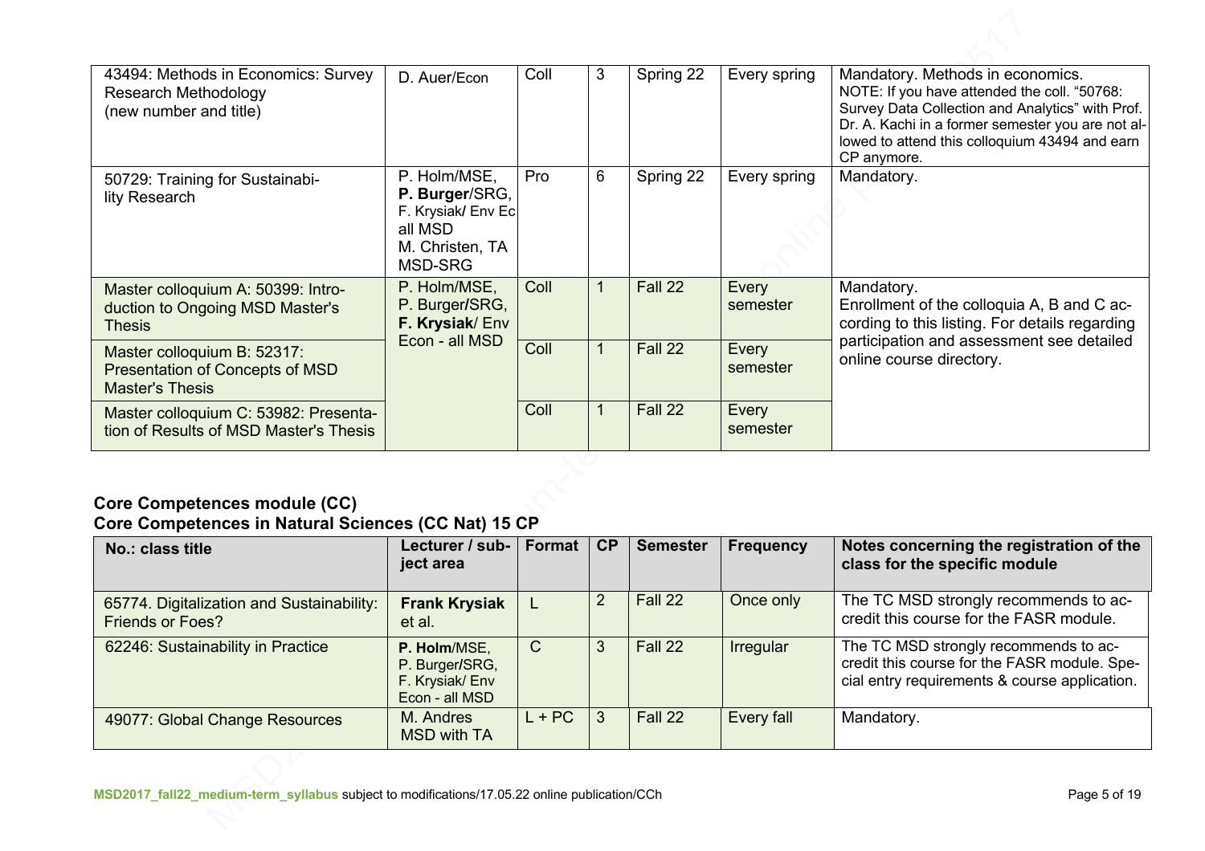| | | | | | | |
|---|---|---|---|---|---|---|
| 43494: Methods in Economics: Survey Research Methodology (new number and title) | D. Auer/Econ | Coll | 3 | Spring 22 | Every spring | Mandatory. Methods in economics. NOTE: If you have attended the coll. "50768: Survey Data Collection and Analytics" with Prof. Dr. A. Kachi in a former semester you are not allowed to attend this colloquium 43494 and earn CP anymore. |
| 50729: Training for Sustainability Research | P. Holm/MSE, **P. Burger**/SRG, F. Krysiak/ Env Ec all MSD M. Christen, TA MSD-SRG | Pro | 6 | Spring 22 | Every spring | Mandatory. |
| Master colloquium A: 50399: Introduction to Ongoing MSD Master's Thesis | P. Holm/MSE, P. Burger/SRG, **F. Krysiak**/ Env Econ - all MSD | Coll | 1 | Fall 22 | Every semester | Mandatory. Enrollment of the colloquia A, B and C according to this listing. For details regarding participation and assessment see detailed online course directory. |
| Master colloquium B: 52317: Presentation of Concepts of MSD Master's Thesis | | Coll | 1 | Fall 22 | Every semester | |
| Master colloquium C: 53982: Presentation of Results of MSD Master's Thesis | | Coll | 1 | Fall 22 | Every semester | |

## Core Competences module (CC)
## Core Competences in Natural Sciences (CC Nat) 15 CP

| No.: class title | Lecturer / subject area | Format | CP | Semester | Frequency | Notes concerning the registration of the class for the specific module |
|---|---|---|---|---|---|---|
| 65774. Digitalization and Sustainability: Friends or Foes? | **Frank Krysiak** et al. | L | 2 | Fall 22 | Once only | The TC MSD strongly recommends to accredit this course for the FASR module. |
| 62246: Sustainability in Practice | **P. Holm**/MSE, P. Burger/SRG, F. Krysiak/ Env Econ - all MSD | C | 3 | Fall 22 | Irregular | The TC MSD strongly recommends to accredit this course for the FASR module. Special entry requirements & course application. |
| 49077: Global Change Resources | M. Andres MSD with TA | L + PC | 3 | Fall 22 | Every fall | Mandatory. |

**MSD2017_fall22_medium-term_syllabus** subject to modifications/17.05.22 online publication/CCh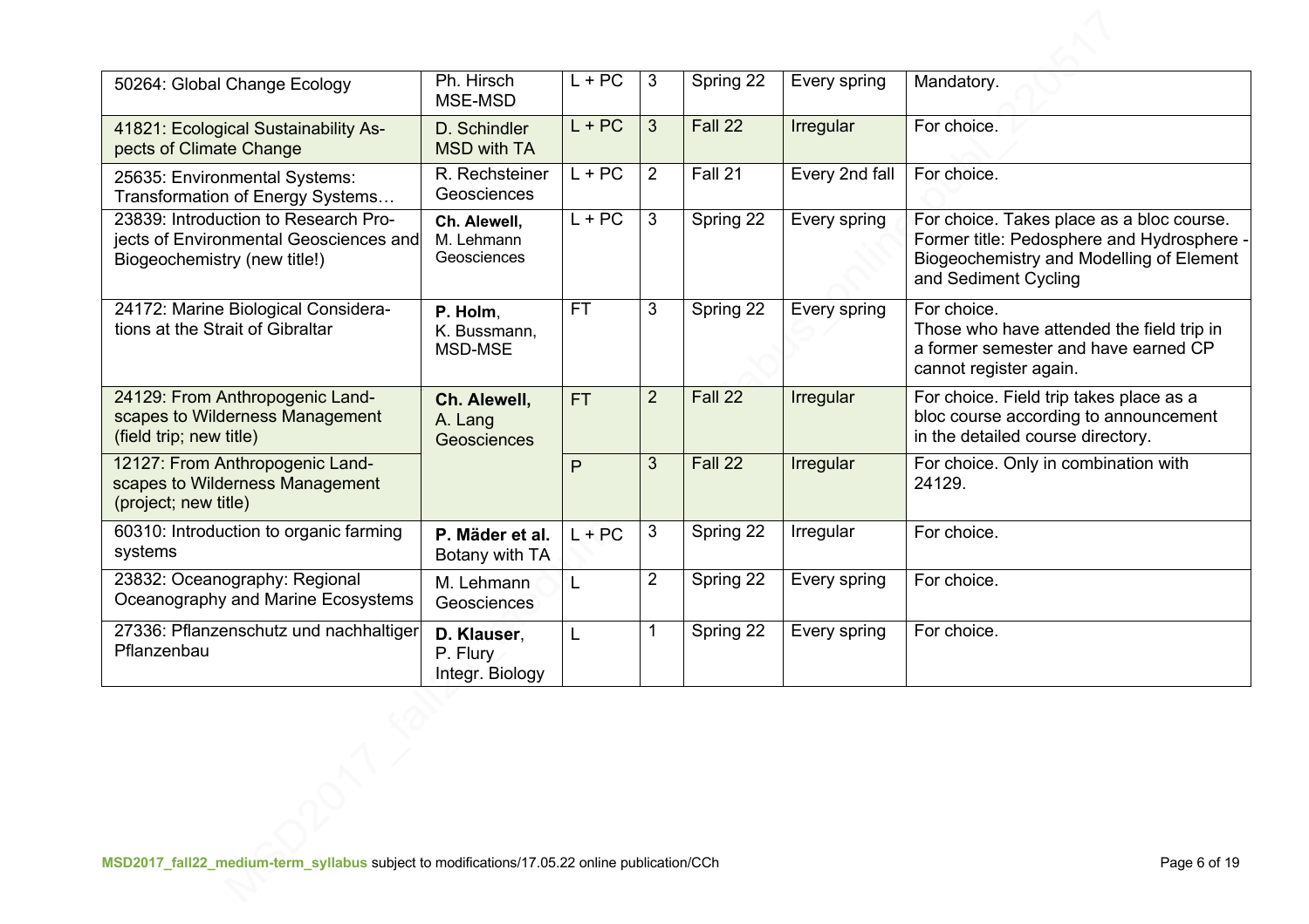| | | | | | | |
|---|---|---|---|---|---|---|
| 50264: Global Change Ecology | Ph. Hirsch MSE-MSD | L + PC | 3 | Spring 22 | Every spring | Mandatory. |
| 41821: Ecological Sustainability Aspects of Climate Change | D. Schindler MSD with TA | L + PC | 3 | Fall 22 | Irregular | For choice. |
| 25635: Environmental Systems: Transformation of Energy Systems… | R. Rechsteiner Geosciences | L + PC | 2 | Fall 21 | Every 2nd fall | For choice. |
| 23839: Introduction to Research Projects of Environmental Geosciences and Biogeochemistry (new title!) | **Ch. Alewell**, M. Lehmann Geosciences | L + PC | 3 | Spring 22 | Every spring | For choice. Takes place as a bloc course. Former title: Pedosphere and Hydrosphere - Biogeochemistry and Modelling of Element and Sediment Cycling |
| 24172: Marine Biological Considerations at the Strait of Gibraltar | **P. Holm**, K. Bussmann, MSD-MSE | FT | 3 | Spring 22 | Every spring | For choice. Those who have attended the field trip in a former semester and have earned CP cannot register again. |
| 24129: From Anthropogenic Landscapes to Wilderness Management (field trip; new title) | **Ch. Alewell**, A. Lang Geosciences | FT | 2 | Fall 22 | Irregular | For choice. Field trip takes place as a bloc course according to announcement in the detailed course directory. |
| 12127: From Anthropogenic Landscapes to Wilderness Management (project; new title) | | P | 3 | Fall 22 | Irregular | For choice. Only in combination with 24129. |
| 60310: Introduction to organic farming systems | **P. Mäder et al.** Botany with TA | L + PC | 3 | Spring 22 | Irregular | For choice. |
| 23832: Oceanography: Regional Oceanography and Marine Ecosystems | M. Lehmann Geosciences | L | 2 | Spring 22 | Every spring | For choice. |
| 27336: Pflanzenschutz und nachhaltiger Pflanzenbau | **D. Klauser**, P. Flury Integr. Biology | L | 1 | Spring 22 | Every spring | For choice. |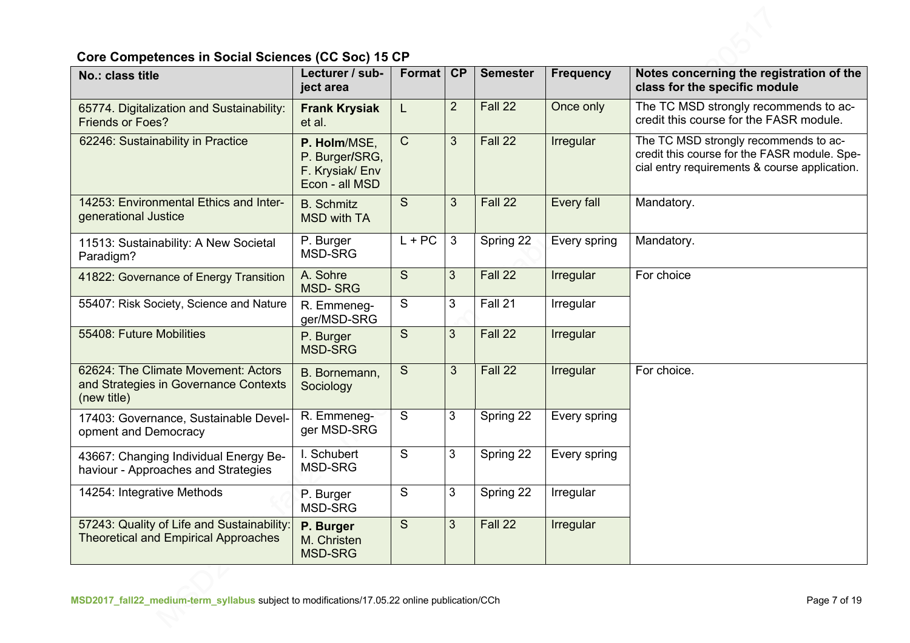### Core Competences in Social Sciences (CC Soc) 15 CP

| No.: class title | Lecturer / subject area | Format | CP | Semester | Frequency | Notes concerning the registration of the class for the specific module |
|---|---|---|---|---|---|---|
| 65774. Digitalization and Sustainability: Friends or Foes? | **Frank Krysiak** et al. | L | 2 | Fall 22 | Once only | The TC MSD strongly recommends to accredit this course for the FASR module. |
| 62246: Sustainability in Practice | **P. Holm**/MSE, P. Burger/SRG, F. Krysiak/ Env Econ - all MSD | C | 3 | Fall 22 | Irregular | The TC MSD strongly recommends to accredit this course for the FASR module. Special entry requirements & course application. |
| 14253: Environmental Ethics and Intergenerational Justice | B. Schmitz MSD with TA | S | 3 | Fall 22 | Every fall | Mandatory. |
| 11513: Sustainability: A New Societal Paradigm? | P. Burger MSD-SRG | L + PC | 3 | Spring 22 | Every spring | Mandatory. |
| 41822: Governance of Energy Transition | A. Sohre MSD- SRG | S | 3 | Fall 22 | Irregular | For choice |
| 55407: Risk Society, Science and Nature | R. Emmenegger/MSD-SRG | S | 3 | Fall 21 | Irregular | |
| 55408: Future Mobilities | P. Burger MSD-SRG | S | 3 | Fall 22 | Irregular | |
| 62624: The Climate Movement: Actors and Strategies in Governance Contexts (new title) | B. Bornemann, Sociology | S | 3 | Fall 22 | Irregular | For choice. |
| 17403: Governance, Sustainable Development and Democracy | R. Emmenegger MSD-SRG | S | 3 | Spring 22 | Every spring | |
| 43667: Changing Individual Energy Behaviour - Approaches and Strategies | I. Schubert MSD-SRG | S | 3 | Spring 22 | Every spring | |
| 14254: Integrative Methods | P. Burger MSD-SRG | S | 3 | Spring 22 | Irregular | |
| 57243: Quality of Life and Sustainability: Theoretical and Empirical Approaches | **P. Burger** M. Christen MSD-SRG | S | 3 | Fall 22 | Irregular | |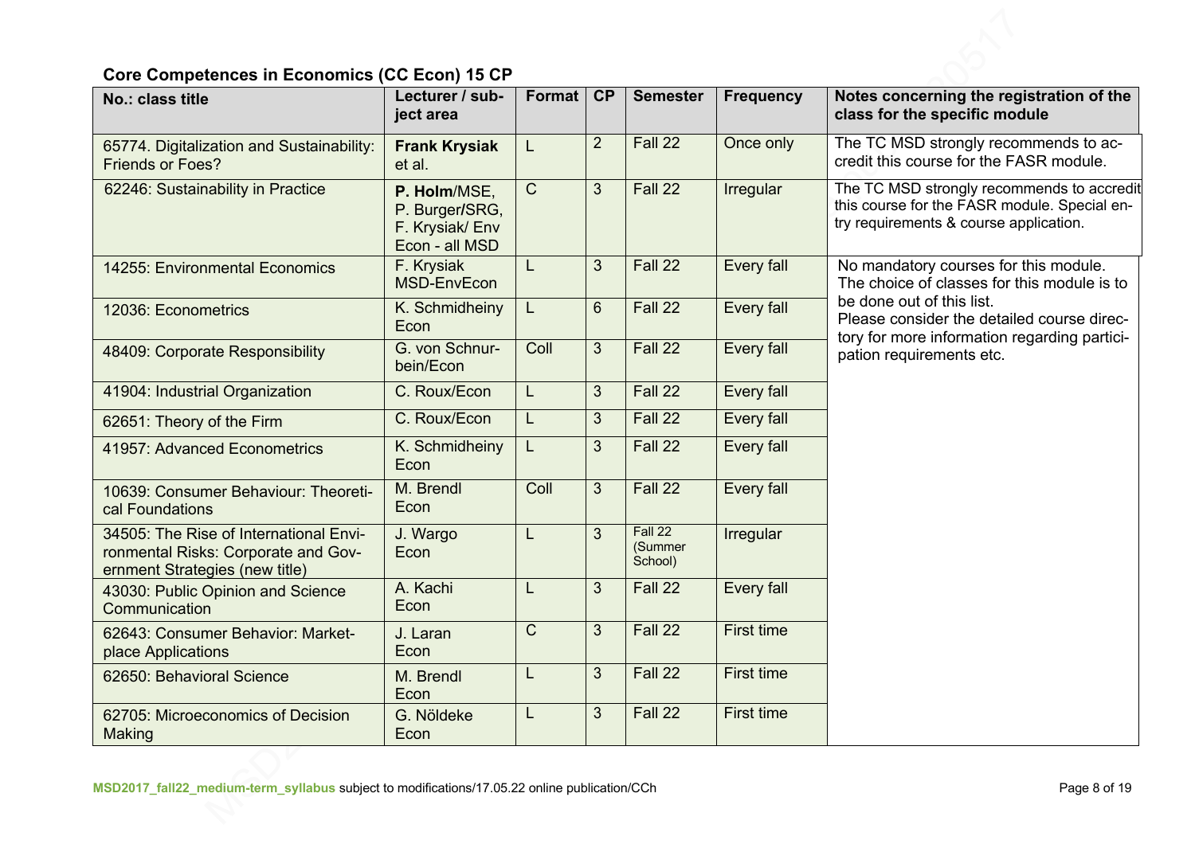### Core Competences in Economics (CC Econ) 15 CP

| No.: class title | Lecturer / subject area | Format | CP | Semester | Frequency | Notes concerning the registration of the class for the specific module |
|---|---|---|---|---|---|---|
| 65774. Digitalization and Sustainability: Friends or Foes? | **Frank Krysiak** et al. | L | 2 | Fall 22 | Once only | The TC MSD strongly recommends to accredit this course for the FASR module. |
| 62246: Sustainability in Practice | **P. Holm**/MSE, P. Burger/SRG, F. Krysiak/ Env Econ - all MSD | C | 3 | Fall 22 | Irregular | The TC MSD strongly recommends to accredit this course for the FASR module. Special entry requirements & course application. |
| 14255: Environmental Economics | F. Krysiak MSD-EnvEcon | L | 3 | Fall 22 | Every fall | No mandatory courses for this module. The choice of classes for this module is to be done out of this list. Please consider the detailed course directory for more information regarding participation requirements etc. |
| 12036: Econometrics | K. Schmidheiny Econ | L | 6 | Fall 22 | Every fall | |
| 48409: Corporate Responsibility | G. von Schnurbein/Econ | Coll | 3 | Fall 22 | Every fall | |
| 41904: Industrial Organization | C. Roux/Econ | L | 3 | Fall 22 | Every fall | |
| 62651: Theory of the Firm | C. Roux/Econ | L | 3 | Fall 22 | Every fall | |
| 41957: Advanced Econometrics | K. Schmidheiny Econ | L | 3 | Fall 22 | Every fall | |
| 10639: Consumer Behaviour: Theoretical Foundations | M. Brendl Econ | Coll | 3 | Fall 22 | Every fall | |
| 34505: The Rise of International Environmental Risks: Corporate and Government Strategies (new title) | J. Wargo Econ | L | 3 | Fall 22 (Summer School) | Irregular | |
| 43030: Public Opinion and Science Communication | A. Kachi Econ | L | 3 | Fall 22 | Every fall | |
| 62643: Consumer Behavior: Marketplace Applications | J. Laran Econ | C | 3 | Fall 22 | First time | |
| 62650: Behavioral Science | M. Brendl Econ | L | 3 | Fall 22 | First time | |
| 62705: Microeconomics of Decision Making | G. Nöldeke Econ | L | 3 | Fall 22 | First time | |

MSD2017_fall22_medium-term_syllabus subject to modifications/17.05.22 online publication/CCh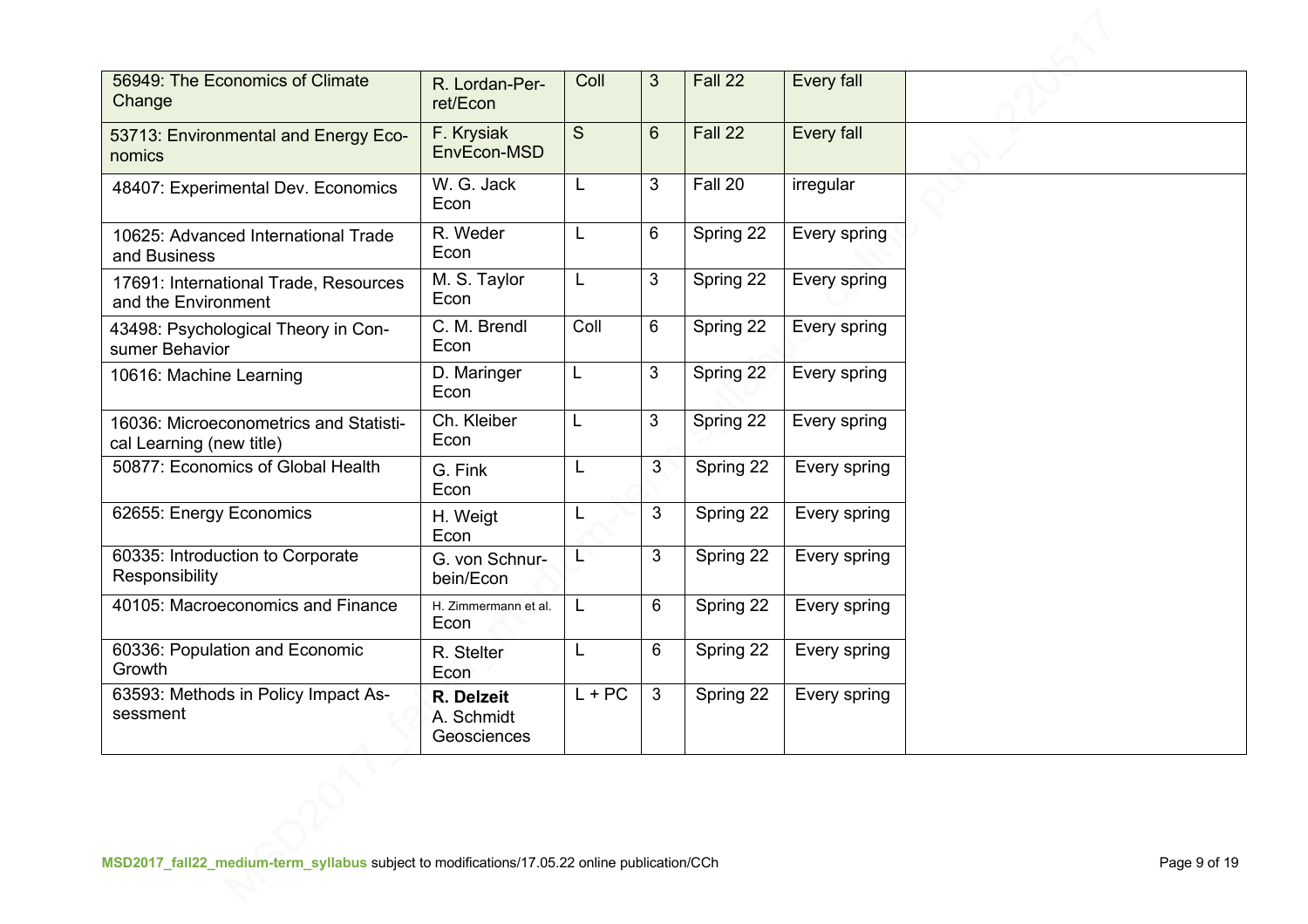| | | | | | | |
|---|---|---|---|---|---|---|
| 56949: The Economics of Climate Change | R. Lordan-Perret/Econ | Coll | 3 | Fall 22 | Every fall | |
| 53713: Environmental and Energy Economics | F. Krysiak EnvEcon-MSD | S | 6 | Fall 22 | Every fall | |
| 48407: Experimental Dev. Economics | W. G. Jack Econ | L | 3 | Fall 20 | irregular | |
| 10625: Advanced International Trade and Business | R. Weder Econ | L | 6 | Spring 22 | Every spring | |
| 17691: International Trade, Resources and the Environment | M. S. Taylor Econ | L | 3 | Spring 22 | Every spring | |
| 43498: Psychological Theory in Consumer Behavior | C. M. Brendl Econ | Coll | 6 | Spring 22 | Every spring | |
| 10616: Machine Learning | D. Maringer Econ | L | 3 | Spring 22 | Every spring | |
| 16036: Microeconometrics and Statistical Learning (new title) | Ch. Kleiber Econ | L | 3 | Spring 22 | Every spring | |
| 50877: Economics of Global Health | G. Fink Econ | L | 3 | Spring 22 | Every spring | |
| 62655: Energy Economics | H. Weigt Econ | L | 3 | Spring 22 | Every spring | |
| 60335: Introduction to Corporate Responsibility | G. von Schnurbein/Econ | L | 3 | Spring 22 | Every spring | |
| 40105: Macroeconomics and Finance | H. Zimmermann et al. Econ | L | 6 | Spring 22 | Every spring | |
| 60336: Population and Economic Growth | R. Stelter Econ | L | 6 | Spring 22 | Every spring | |
| 63593: Methods in Policy Impact Assessment | **R. Delzeit** A. Schmidt Geosciences | L + PC | 3 | Spring 22 | Every spring | |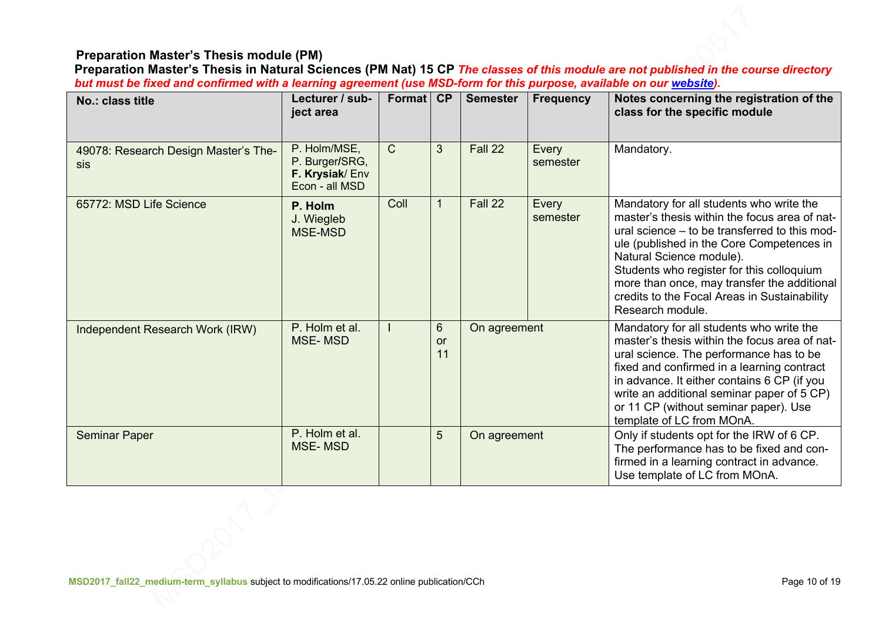**Preparation Master's Thesis module (PM)**

**Preparation Master's Thesis in Natural Sciences (PM Nat) 15 CP** ***The classes of this module are not published in the course directory but must be fixed and confirmed with a learning agreement (use MSD-form for this purpose, available on our website).***

| No.: class title | Lecturer / subject area | Format | CP | Semester | Frequency | Notes concerning the registration of the class for the specific module |
|---|---|---|---|---|---|---|
| 49078: Research Design Master's Thesis | P. Holm/MSE, P. Burger/SRG, **F. Krysiak**/ Env Econ - all MSD | C | 3 | Fall 22 | Every semester | Mandatory. |
| 65772: MSD Life Science | **P. Holm** J. Wiegleb MSE-MSD | Coll | 1 | Fall 22 | Every semester | Mandatory for all students who write the master's thesis within the focus area of natural science – to be transferred to this module (published in the Core Competences in Natural Science module). Students who register for this colloquium more than once, may transfer the additional credits to the Focal Areas in Sustainability Research module. |
| Independent Research Work (IRW) | P. Holm et al. MSE- MSD | I | 6 or 11 | On agreement | | Mandatory for all students who write the master's thesis within the focus area of natural science. The performance has to be fixed and confirmed in a learning contract in advance. It either contains 6 CP (if you write an additional seminar paper of 5 CP) or 11 CP (without seminar paper). Use template of LC from MOnA. |
| Seminar Paper | P. Holm et al. MSE- MSD | | 5 | On agreement | | Only if students opt for the IRW of 6 CP. The performance has to be fixed and confirmed in a learning contract in advance. Use template of LC from MOnA. |

MSD2017_fall22_medium-term_syllabus subject to modifications/17.05.22 online publication/CCh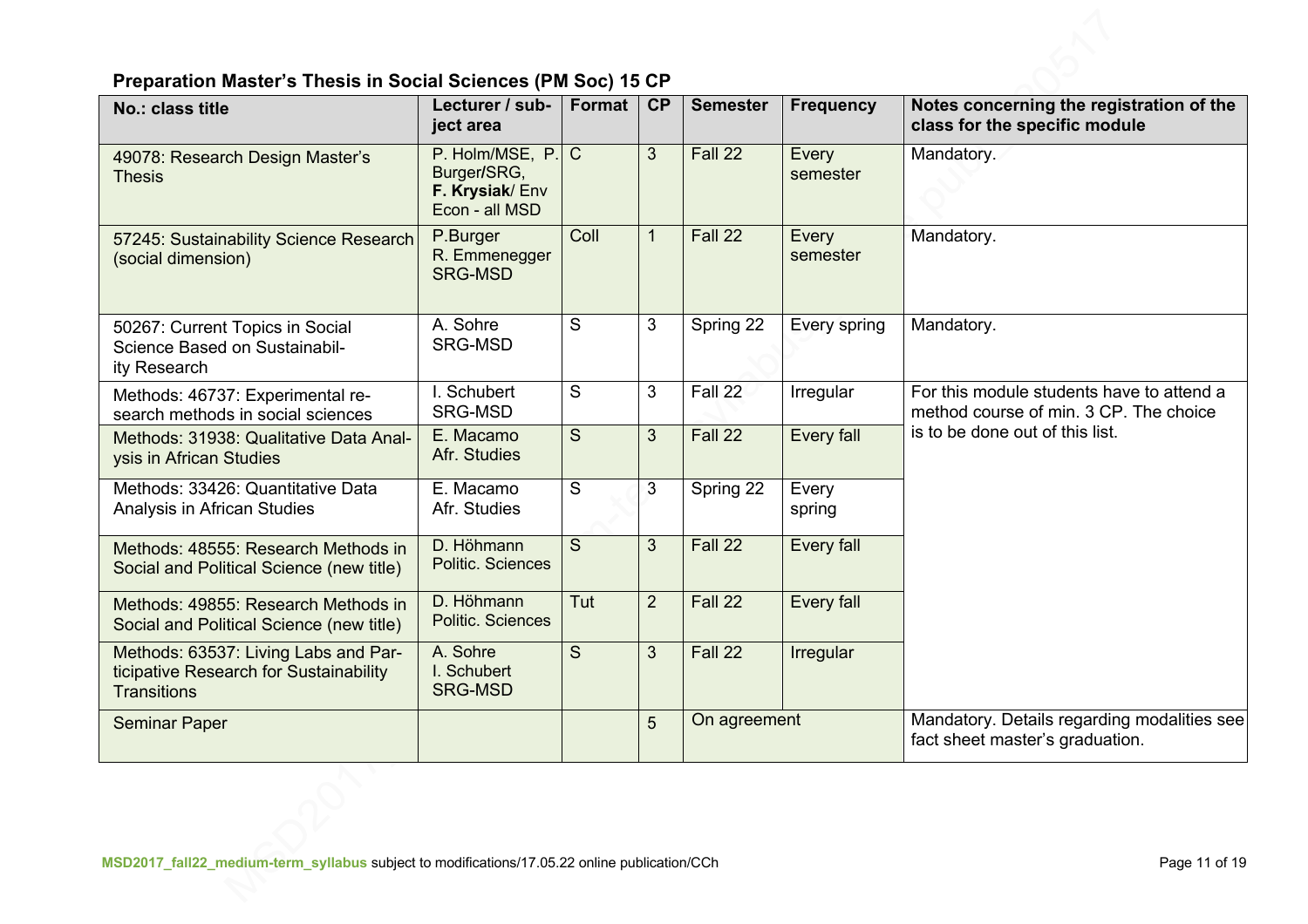**Preparation Master's Thesis in Social Sciences (PM Soc) 15 CP**

| No.: class title | Lecturer / subject area | Format | CP | Semester | Frequency | Notes concerning the registration of the class for the specific module |
|---|---|---|---|---|---|---|
| 49078: Research Design Master's Thesis | P. Holm/MSE, P. Burger/SRG, **F. Krysiak**/ Env Econ - all MSD | C | 3 | Fall 22 | Every semester | Mandatory. |
| 57245: Sustainability Science Research (social dimension) | P.Burger R. Emmenegger SRG-MSD | Coll | 1 | Fall 22 | Every semester | Mandatory. |
| 50267: Current Topics in Social Science Based on Sustainability Research | A. Sohre SRG-MSD | S | 3 | Spring 22 | Every spring | Mandatory. |
| Methods: 46737: Experimental research methods in social sciences | I. Schubert SRG-MSD | S | 3 | Fall 22 | Irregular | For this module students have to attend a method course of min. 3 CP. The choice is to be done out of this list. |
| Methods: 31938: Qualitative Data Analysis in African Studies | E. Macamo Afr. Studies | S | 3 | Fall 22 | Every fall | |
| Methods: 33426: Quantitative Data Analysis in African Studies | E. Macamo Afr. Studies | S | 3 | Spring 22 | Every spring | |
| Methods: 48555: Research Methods in Social and Political Science (new title) | D. Höhmann Politic. Sciences | S | 3 | Fall 22 | Every fall | |
| Methods: 49855: Research Methods in Social and Political Science (new title) | D. Höhmann Politic. Sciences | Tut | 2 | Fall 22 | Every fall | |
| Methods: 63537: Living Labs and Participative Research for Sustainability Transitions | A. Sohre I. Schubert SRG-MSD | S | 3 | Fall 22 | Irregular | |
| Seminar Paper | | | 5 | On agreement | | Mandatory. Details regarding modalities see fact sheet master's graduation. |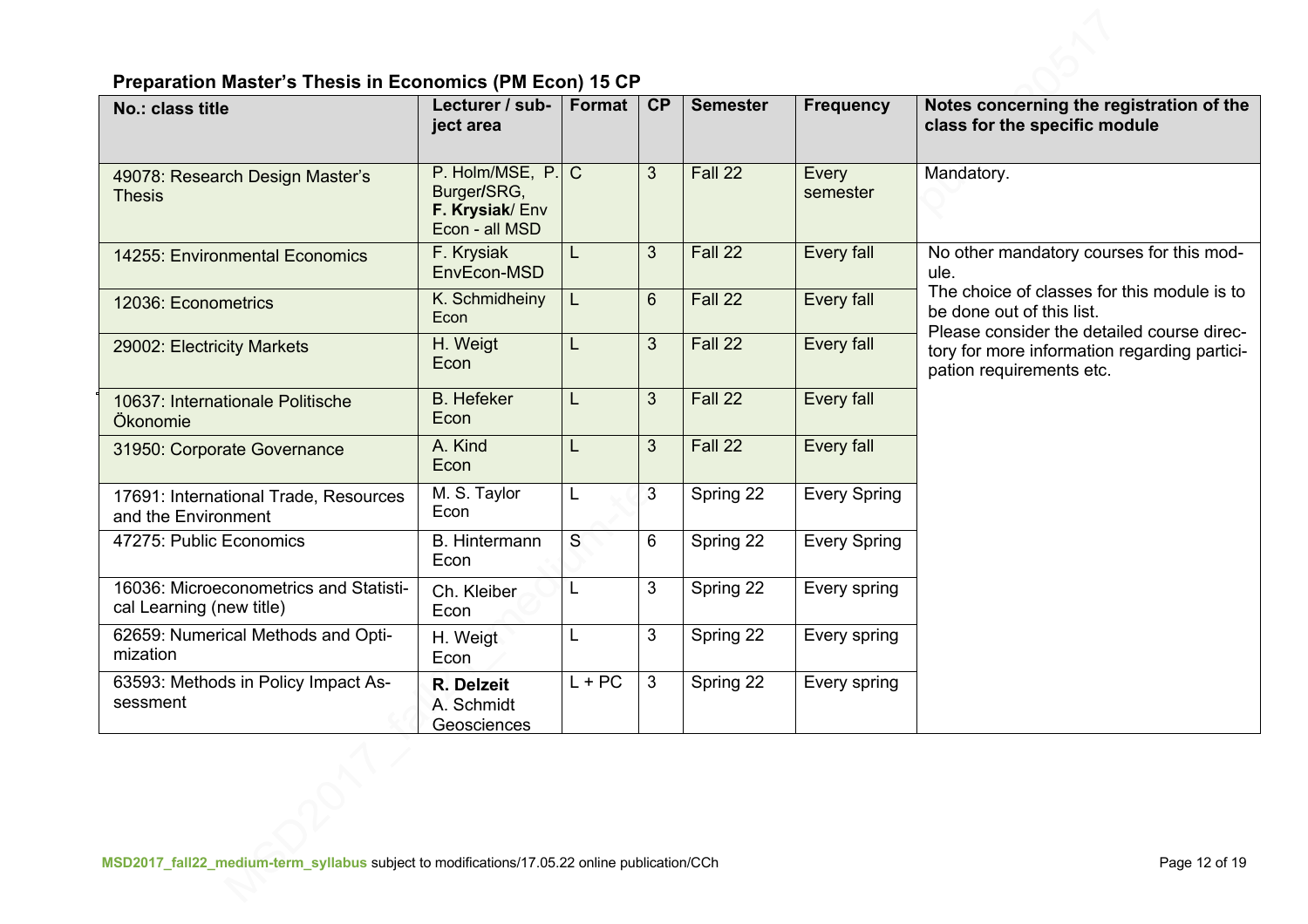**Preparation Master's Thesis in Economics (PM Econ) 15 CP**

| No.: class title | Lecturer / subject area | Format | CP | Semester | Frequency | Notes concerning the registration of the class for the specific module |
|---|---|---|---|---|---|---|
| 49078: Research Design Master's Thesis | P. Holm/MSE, P. Burger/SRG, **F. Krysiak**/ Env Econ - all MSD | C | 3 | Fall 22 | Every semester | Mandatory. |
| 14255: Environmental Economics | F. Krysiak EnvEcon-MSD | L | 3 | Fall 22 | Every fall | No other mandatory courses for this module. The choice of classes for this module is to be done out of this list. Please consider the detailed course directory for more information regarding participation requirements etc. |
| 12036: Econometrics | K. Schmidheiny Econ | L | 6 | Fall 22 | Every fall | |
| 29002: Electricity Markets | H. Weigt Econ | L | 3 | Fall 22 | Every fall | |
| 10637: Internationale Politische Ökonomie | B. Hefeker Econ | L | 3 | Fall 22 | Every fall | |
| 31950: Corporate Governance | A. Kind Econ | L | 3 | Fall 22 | Every fall | |
| 17691: International Trade, Resources and the Environment | M. S. Taylor Econ | L | 3 | Spring 22 | Every Spring | |
| 47275: Public Economics | B. Hintermann Econ | S | 6 | Spring 22 | Every Spring | |
| 16036: Microeconometrics and Statistical Learning (new title) | Ch. Kleiber Econ | L | 3 | Spring 22 | Every spring | |
| 62659: Numerical Methods and Optimization | H. Weigt Econ | L | 3 | Spring 22 | Every spring | |
| 63593: Methods in Policy Impact Assessment | **R. Delzeit** A. Schmidt Geosciences | L + PC | 3 | Spring 22 | Every spring | |

**MSD2017_fall22_medium-term_syllabus** subject to modifications/17.05.22 online publication/CCh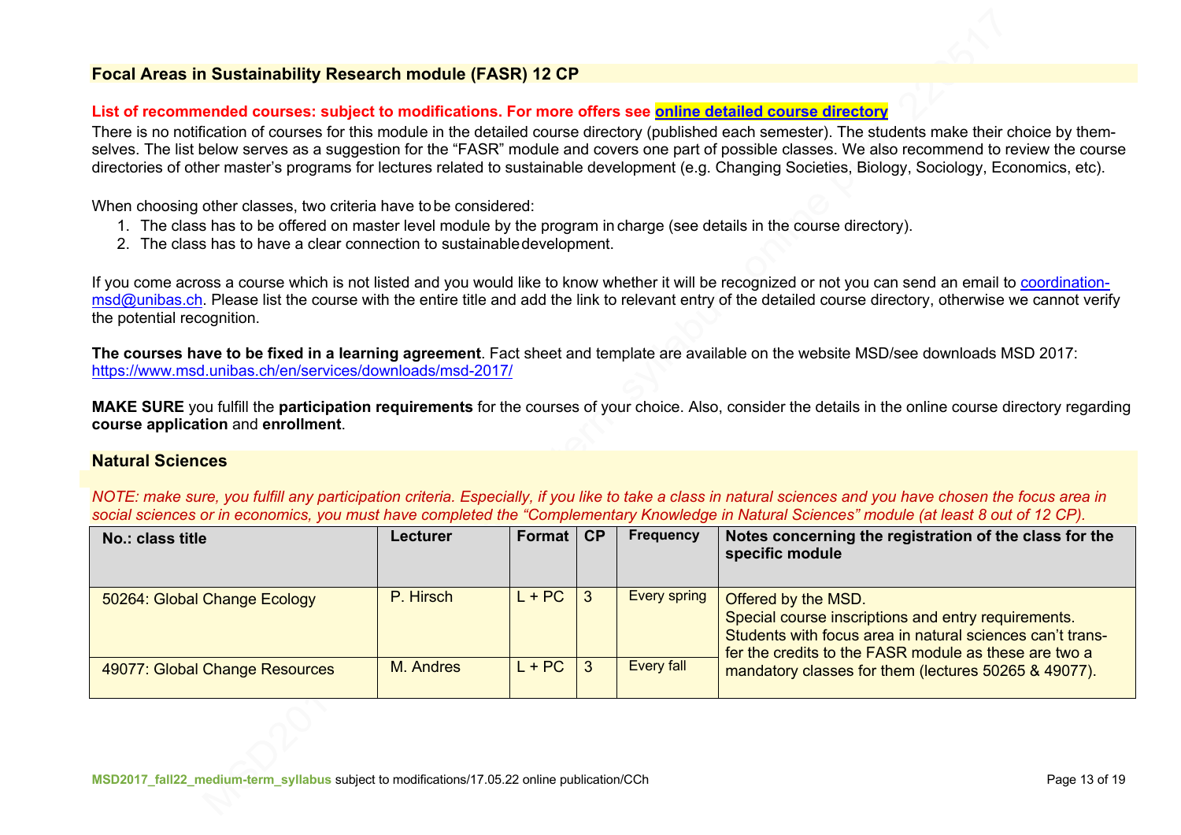## Focal Areas in Sustainability Research module (FASR) 12 CP

**List of recommended courses: subject to modifications. For more offers see [online detailed course directory](online detailed course directory)**

There is no notification of courses for this module in the detailed course directory (published each semester). The students make their choice by themselves. The list below serves as a suggestion for the "FASR" module and covers one part of possible classes. We also recommend to review the course directories of other master's programs for lectures related to sustainable development (e.g. Changing Societies, Biology, Sociology, Economics, etc).

When choosing other classes, two criteria have to be considered:

1. The class has to be offered on master level module by the program in charge (see details in the course directory).
2. The class has to have a clear connection to sustainable development.

If you come across a course which is not listed and you would like to know whether it will be recognized or not you can send an email to coordination-msd@unibas.ch. Please list the course with the entire title and add the link to relevant entry of the detailed course directory, otherwise we cannot verify the potential recognition.

**The courses have to be fixed in a learning agreement**. Fact sheet and template are available on the website MSD/see downloads MSD 2017: https://www.msd.unibas.ch/en/services/downloads/msd-2017/

**MAKE SURE** you fulfill the **participation requirements** for the courses of your choice. Also, consider the details in the online course directory regarding **course application** and **enrollment**.

### Natural Sciences

*NOTE: make sure, you fulfill any participation criteria. Especially, if you like to take a class in natural sciences and you have chosen the focus area in social sciences or in economics, you must have completed the "Complementary Knowledge in Natural Sciences" module (at least 8 out of 12 CP).*

| No.: class title | Lecturer | Format | CP | Frequency | Notes concerning the registration of the class for the specific module |
|---|---|---|---|---|---|
| 50264: Global Change Ecology | P. Hirsch | L + PC | 3 | Every spring | Offered by the MSD. Special course inscriptions and entry requirements. Students with focus area in natural sciences can't transfer the credits to the FASR module as these are two a mandatory classes for them (lectures 50265 & 49077). |
| 49077: Global Change Resources | M. Andres | L + PC | 3 | Every fall | |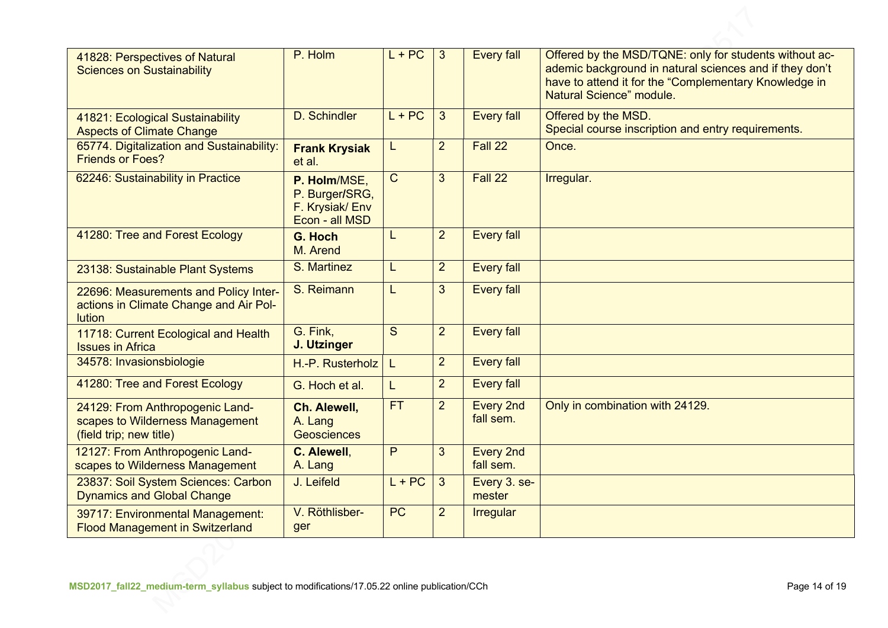| | | | | | |
|---|---|---|---|---|---|
| 41828: Perspectives of Natural Sciences on Sustainability | P. Holm | L + PC | 3 | Every fall | Offered by the MSD/TQNE: only for students without academic background in natural sciences and if they don't have to attend it for the "Complementary Knowledge in Natural Science" module. |
| 41821: Ecological Sustainability Aspects of Climate Change | D. Schindler | L + PC | 3 | Every fall | Offered by the MSD.<br>Special course inscription and entry requirements. |
| 65774. Digitalization and Sustainability: Friends or Foes? | **Frank Krysiak** et al. | L | 2 | Fall 22 | Once. |
| 62246: Sustainability in Practice | **P. Holm**/MSE, P. Burger/SRG, F. Krysiak/ Env Econ - all MSD | C | 3 | Fall 22 | Irregular. |
| 41280: Tree and Forest Ecology | **G. Hoch**<br>M. Arend | L | 2 | Every fall | |
| 23138: Sustainable Plant Systems | S. Martinez | L | 2 | Every fall | |
| 22696: Measurements and Policy Interactions in Climate Change and Air Pollution | S. Reimann | L | 3 | Every fall | |
| 11718: Current Ecological and Health Issues in Africa | G. Fink,<br>**J. Utzinger** | S | 2 | Every fall | |
| 34578: Invasionsbiologie | H.-P. Rusterholz | L | 2 | Every fall | |
| 41280: Tree and Forest Ecology | G. Hoch et al. | L | 2 | Every fall | |
| 24129: From Anthropogenic Landscapes to Wilderness Management (field trip; new title) | **Ch. Alewell,**<br>A. Lang<br>Geosciences | FT | 2 | Every 2nd fall sem. | Only in combination with 24129. |
| 12127: From Anthropogenic Landscapes to Wilderness Management | **C. Alewell**,<br>A. Lang | P | 3 | Every 2nd fall sem. | |
| 23837: Soil System Sciences: Carbon Dynamics and Global Change | J. Leifeld | L + PC | 3 | Every 3. semester | |
| 39717: Environmental Management: Flood Management in Switzerland | V. Röthlisberger | PC | 2 | Irregular | |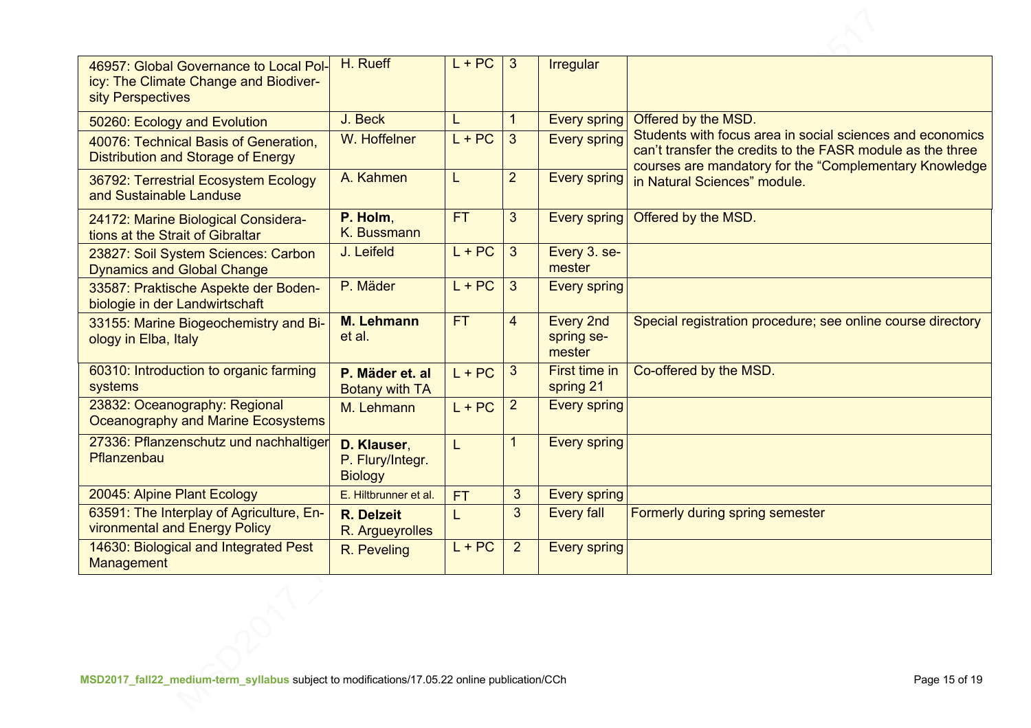| | | | | | |
|---|---|---|---|---|---|
| 46957: Global Governance to Local Policy: The Climate Change and Biodiversity Perspectives | H. Rueff | L + PC | 3 | Irregular | |
| 50260: Ecology and Evolution | J. Beck | L | 1 | Every spring | Offered by the MSD. Students with focus area in social sciences and economics can't transfer the credits to the FASR module as the three courses are mandatory for the "Complementary Knowledge in Natural Sciences" module. |
| 40076: Technical Basis of Generation, Distribution and Storage of Energy | W. Hoffelner | L + PC | 3 | Every spring | |
| 36792: Terrestrial Ecosystem Ecology and Sustainable Landuse | A. Kahmen | L | 2 | Every spring | |
| 24172: Marine Biological Considerations at the Strait of Gibraltar | **P. Holm**, K. Bussmann | FT | 3 | Every spring | Offered by the MSD. |
| 23827: Soil System Sciences: Carbon Dynamics and Global Change | J. Leifeld | L + PC | 3 | Every 3. semester | |
| 33587: Praktische Aspekte der Bodenbiologie in der Landwirtschaft | P. Mäder | L + PC | 3 | Every spring | |
| 33155: Marine Biogeochemistry and Biology in Elba, Italy | **M. Lehmann** et al. | FT | 4 | Every 2nd spring semester | Special registration procedure; see online course directory |
| 60310: Introduction to organic farming systems | **P. Mäder et. al** Botany with TA | L + PC | 3 | First time in spring 21 | Co-offered by the MSD. |
| 23832: Oceanography: Regional Oceanography and Marine Ecosystems | M. Lehmann | L + PC | 2 | Every spring | |
| 27336: Pflanzenschutz und nachhaltiger Pflanzenbau | **D. Klauser**, P. Flury/Integr. Biology | L | 1 | Every spring | |
| 20045: Alpine Plant Ecology | E. Hiltbrunner et al. | FT | 3 | Every spring | |
| 63591: The Interplay of Agriculture, Environmental and Energy Policy | **R. Delzeit** R. Argueyrolles | L | 3 | Every fall | Formerly during spring semester |
| 14630: Biological and Integrated Pest Management | R. Peveling | L + PC | 2 | Every spring | |

**MSD2017_fall22_medium-term_syllabus** subject to modifications/17.05.22 online publication/CCh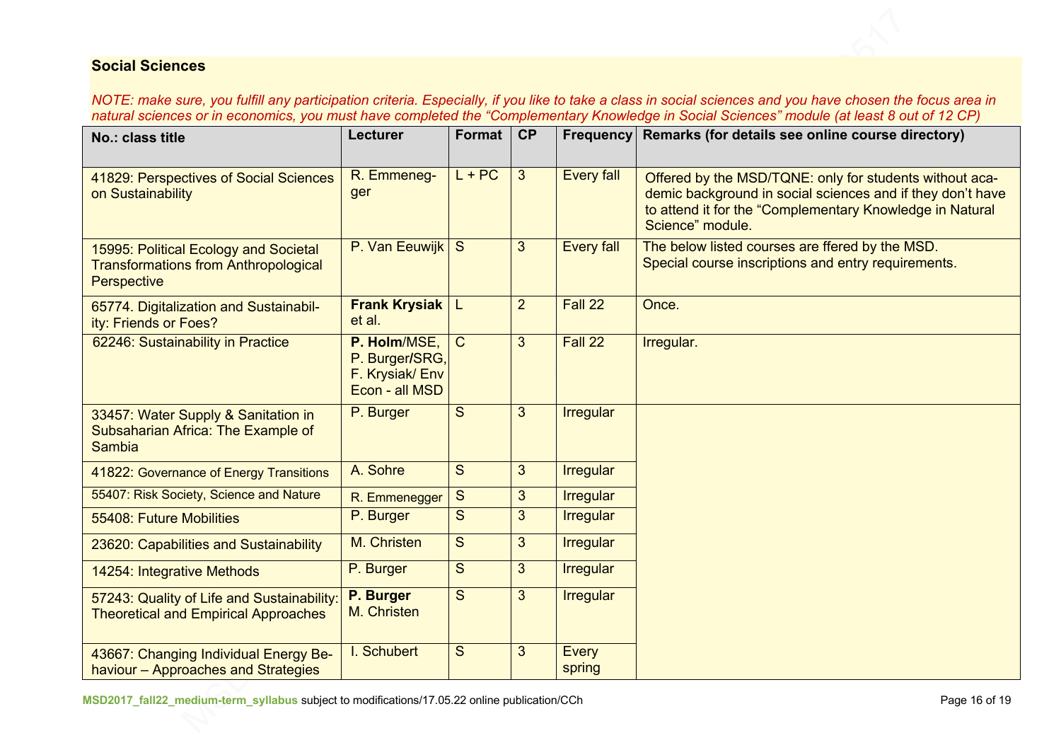## Social Sciences

*NOTE: make sure, you fulfill any participation criteria. Especially, if you like to take a class in social sciences and you have chosen the focus area in natural sciences or in economics, you must have completed the "Complementary Knowledge in Social Sciences" module (at least 8 out of 12 CP)*

| No.: class title | Lecturer | Format | CP | Frequency | Remarks (for details see online course directory) |
|---|---|---|---|---|---|
| 41829: Perspectives of Social Sciences on Sustainability | R. Emmenegger | L + PC | 3 | Every fall | Offered by the MSD/TQNE: only for students without academic background in social sciences and if they don't have to attend it for the "Complementary Knowledge in Natural Science" module. |
| 15995: Political Ecology and Societal Transformations from Anthropological Perspective | P. Van Eeuwijk | S | 3 | Every fall | The below listed courses are ffered by the MSD. Special course inscriptions and entry requirements. |
| 65774. Digitalization and Sustainability: Friends or Foes? | **Frank Krysiak** et al. | L | 2 | Fall 22 | Once. |
| 62246: Sustainability in Practice | **P. Holm**/MSE, P. Burger/SRG, F. Krysiak/ Env Econ - all MSD | C | 3 | Fall 22 | Irregular. |
| 33457: Water Supply & Sanitation in Subsaharian Africa: The Example of Sambia | P. Burger | S | 3 | Irregular | |
| 41822: Governance of Energy Transitions | A. Sohre | S | 3 | Irregular | |
| 55407: Risk Society, Science and Nature | R. Emmenegger | S | 3 | Irregular | |
| 55408: Future Mobilities | P. Burger | S | 3 | Irregular | |
| 23620: Capabilities and Sustainability | M. Christen | S | 3 | Irregular | |
| 14254: Integrative Methods | P. Burger | S | 3 | Irregular | |
| 57243: Quality of Life and Sustainability: Theoretical and Empirical Approaches | **P. Burger** M. Christen | S | 3 | Irregular | |
| 43667: Changing Individual Energy Behaviour – Approaches and Strategies | I. Schubert | S | 3 | Every spring | |

MSD2017_fall22_medium-term_syllabus subject to modifications/17.05.22 online publication/CCh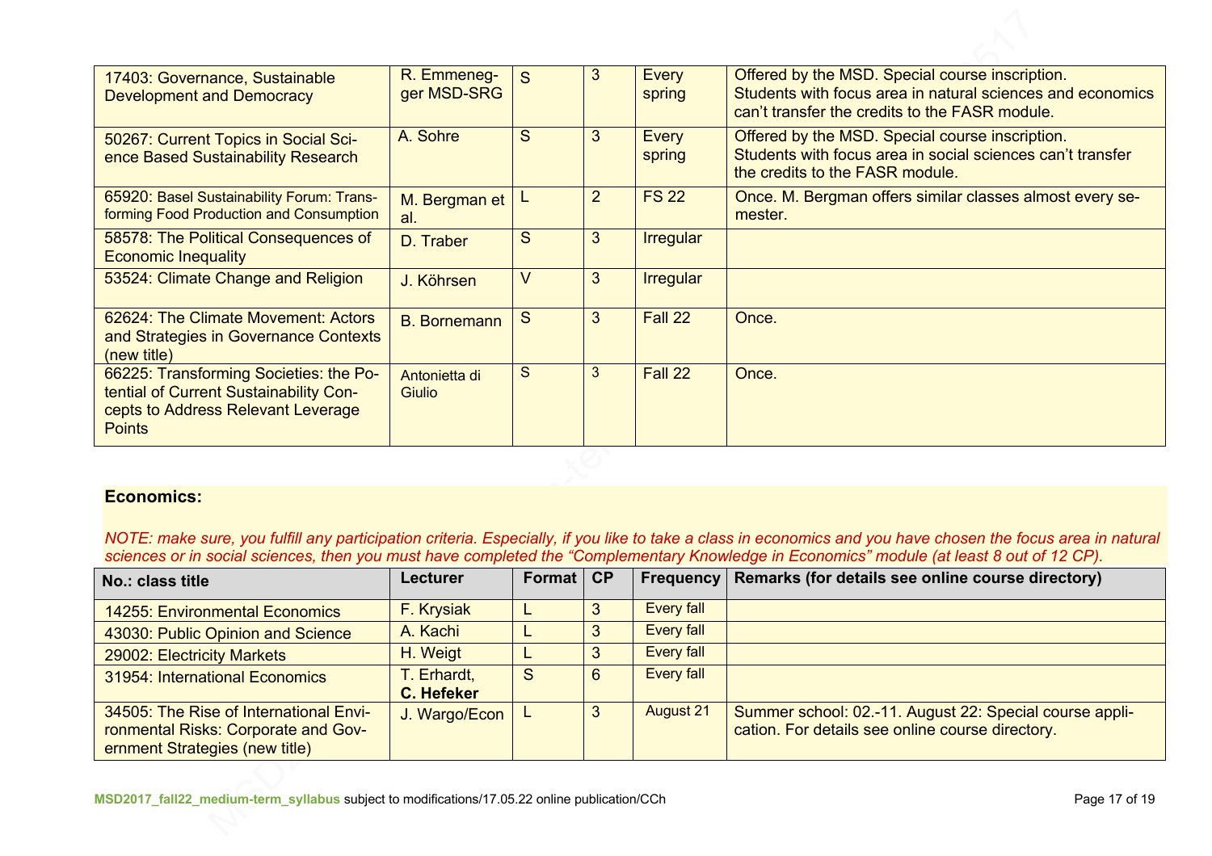| | | | | | |
|---|---|---|---|---|---|
| 17403: Governance, Sustainable Development and Democracy | R. Emmenegger MSD-SRG | S | 3 | Every spring | Offered by the MSD. Special course inscription. Students with focus area in natural sciences and economics can't transfer the credits to the FASR module. |
| 50267: Current Topics in Social Science Based Sustainability Research | A. Sohre | S | 3 | Every spring | Offered by the MSD. Special course inscription. Students with focus area in social sciences can't transfer the credits to the FASR module. |
| 65920: Basel Sustainability Forum: Transforming Food Production and Consumption | M. Bergman et al. | L | 2 | FS 22 | Once. M. Bergman offers similar classes almost every semester. |
| 58578: The Political Consequences of Economic Inequality | D. Traber | S | 3 | Irregular | |
| 53524: Climate Change and Religion | J. Köhrsen | V | 3 | Irregular | |
| 62624: The Climate Movement: Actors and Strategies in Governance Contexts (new title) | B. Bornemann | S | 3 | Fall 22 | Once. |
| 66225: Transforming Societies: the Potential of Current Sustainability Concepts to Address Relevant Leverage Points | Antonietta di Giulio | S | 3 | Fall 22 | Once. |

**Economics:**

*NOTE: make sure, you fulfill any participation criteria. Especially, if you like to take a class in economics and you have chosen the focus area in natural sciences or in social sciences, then you must have completed the "Complementary Knowledge in Economics" module (at least 8 out of 12 CP).*

| No.: class title | Lecturer | Format | CP | Frequency | Remarks (for details see online course directory) |
|---|---|---|---|---|---|
| 14255: Environmental Economics | F. Krysiak | L | 3 | Every fall | |
| 43030: Public Opinion and Science | A. Kachi | L | 3 | Every fall | |
| 29002: Electricity Markets | H. Weigt | L | 3 | Every fall | |
| 31954: International Economics | T. Erhardt, **C. Hefeker** | S | 6 | Every fall | |
| 34505: The Rise of International Environmental Risks: Corporate and Government Strategies (new title) | J. Wargo/Econ | L | 3 | August 21 | Summer school: 02.-11. August 22: Special course application. For details see online course directory. |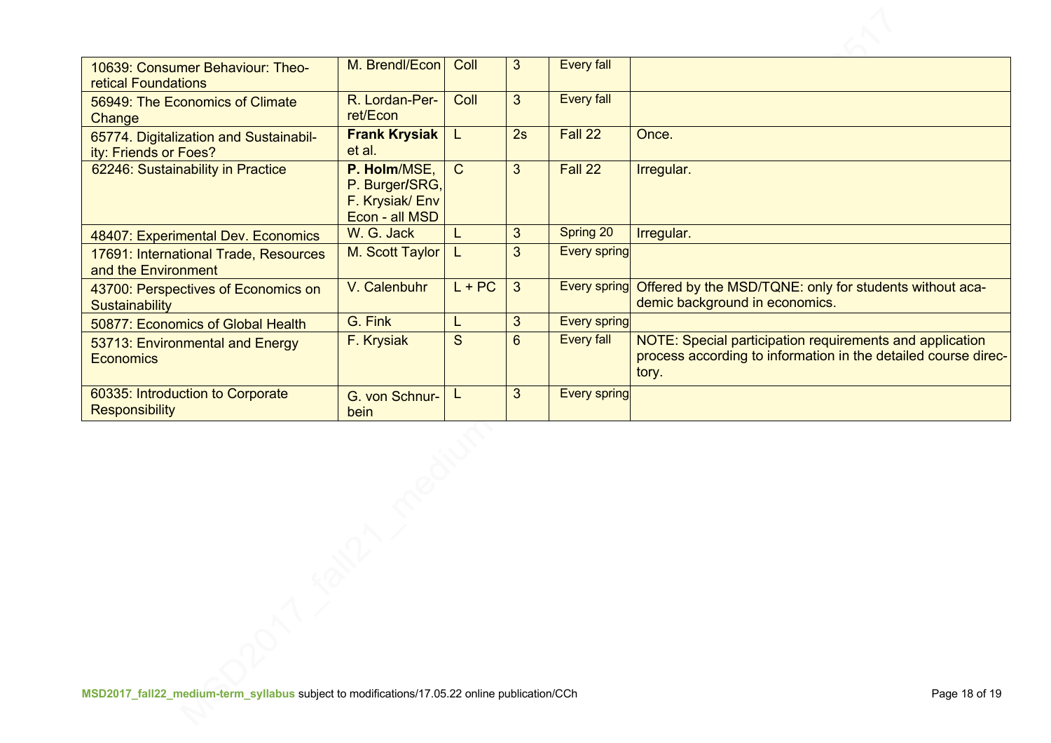| | | | | | |
|---|---|---|---|---|---|
| 10639: Consumer Behaviour: Theoretical Foundations | M. Brendl/Econ | Coll | 3 | Every fall | |
| 56949: The Economics of Climate Change | R. Lordan-Perret/Econ | Coll | 3 | Every fall | |
| 65774. Digitalization and Sustainability: Friends or Foes? | **Frank Krysiak** et al. | L | 2s | Fall 22 | Once. |
| 62246: Sustainability in Practice | **P. Holm**/MSE, P. Burger/SRG, F. Krysiak/ Env Econ - all MSD | C | 3 | Fall 22 | Irregular. |
| 48407: Experimental Dev. Economics | W. G. Jack | L | 3 | Spring 20 | Irregular. |
| 17691: International Trade, Resources and the Environment | M. Scott Taylor | L | 3 | Every spring | |
| 43700: Perspectives of Economics on Sustainability | V. Calenbuhr | L + PC | 3 | Every spring | Offered by the MSD/TQNE: only for students without academic background in economics. |
| 50877: Economics of Global Health | G. Fink | L | 3 | Every spring | |
| 53713: Environmental and Energy Economics | F. Krysiak | S | 6 | Every fall | NOTE: Special participation requirements and application process according to information in the detailed course directory. |
| 60335: Introduction to Corporate Responsibility | G. von Schnurbein | L | 3 | Every spring | |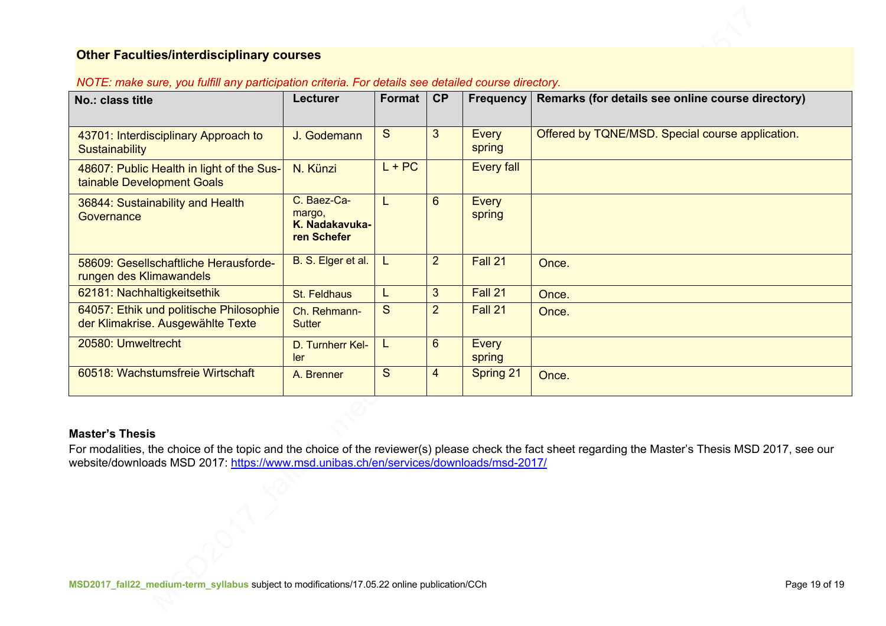## Other Faculties/interdisciplinary courses

*NOTE: make sure, you fulfill any participation criteria. For details see detailed course directory.*

| No.: class title | Lecturer | Format | CP | Frequency | Remarks (for details see online course directory) |
|---|---|---|---|---|---|
| 43701: Interdisciplinary Approach to Sustainability | J. Godemann | S | 3 | Every spring | Offered by TQNE/MSD. Special course application. |
| 48607: Public Health in light of the Sustainable Development Goals | N. Künzi | L + PC | | Every fall | |
| 36844: Sustainability and Health Governance | C. Baez-Camargo, **K. Nadakavukaren Schefer** | L | 6 | Every spring | |
| 58609: Gesellschaftliche Herausforderungen des Klimawandels | B. S. Elger et al. | L | 2 | Fall 21 | Once. |
| 62181: Nachhaltigkeitsethik | St. Feldhaus | L | 3 | Fall 21 | Once. |
| 64057: Ethik und politische Philosophie der Klimakrise. Ausgewählte Texte | Ch. Rehmann-Sutter | S | 2 | Fall 21 | Once. |
| 20580: Umweltrecht | D. Turnherr Keller | L | 6 | Every spring | |
| 60518: Wachstumsfreie Wirtschaft | A. Brenner | S | 4 | Spring 21 | Once. |

**Master's Thesis**

For modalities, the choice of the topic and the choice of the reviewer(s) please check the fact sheet regarding the Master's Thesis MSD 2017, see our website/downloads MSD 2017: https://www.msd.unibas.ch/en/services/downloads/msd-2017/